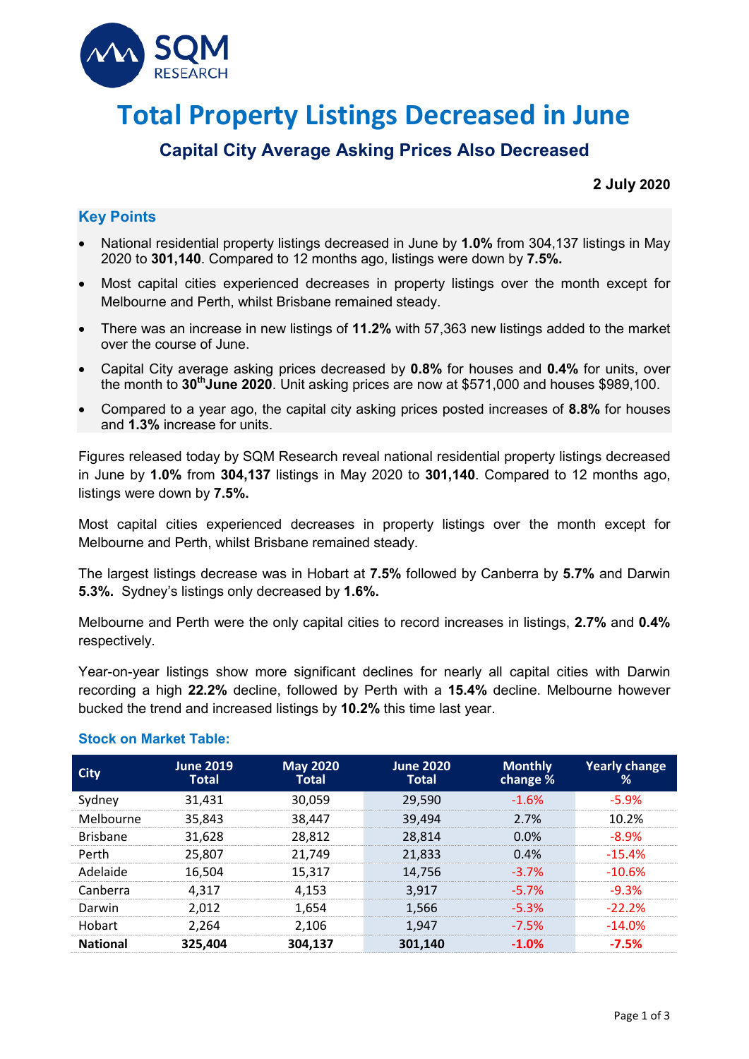# Total Property Listings Decreased in June

## Capital City Average Asking Prices Also Decreased

**2 July 2020**

### Key Points

- National residential property listings decreased in June by **1.0%** from 304,137 listings in May 2020 to **301,140**. Compared to 12 months ago, listings were down by **7.5%.**
- Most capital cities experienced decreases in property listings over the month except for Melbourne and Perth, whilst Brisbane remained steady.
- There was an increase in new listings of **11.2%** with 57,363 new listings added to the market over the course of June.
- Capital City average asking prices decreased by **0.8%** for houses and **0.4%** for units, over the month to **30th June 2020**. Unit asking prices are now at $571,000 and houses $989,100.
- Compared to a year ago, the capital city asking prices posted increases of **8.8%** for houses and **1.3%** increase for units.

Figures released today by SQM Research reveal national residential property listings decreased in June by **1.0%** from **304,137** listings in May 2020 to **301,140**. Compared to 12 months ago, listings were down by **7.5%.**

Most capital cities experienced decreases in property listings over the month except for Melbourne and Perth, whilst Brisbane remained steady.

The largest listings decrease was in Hobart at **7.5%** followed by Canberra by **5.7%** and Darwin **5.3%.** Sydney's listings only decreased by **1.6%.**

Melbourne and Perth were the only capital cities to record increases in listings, **2.7%** and **0.4%** respectively.

Year-on-year listings show more significant declines for nearly all capital cities with Darwin recording a high **22.2%** decline, followed by Perth with a **15.4%** decline. Melbourne however bucked the trend and increased listings by **10.2%** this time last year.

### Stock on Market Table:

| City | June 2019 Total | May 2020 Total | June 2020 Total | Monthly change % | Yearly change % |
|---|---|---|---|---|---|
| Sydney | 31,431 | 30,059 | 29,590 | -1.6% | -5.9% |
| Melbourne | 35,843 | 38,447 | 39,494 | 2.7% | 10.2% |
| Brisbane | 31,628 | 28,812 | 28,814 | 0.0% | -8.9% |
| Perth | 25,807 | 21,749 | 21,833 | 0.4% | -15.4% |
| Adelaide | 16,504 | 15,317 | 14,756 | -3.7% | -10.6% |
| Canberra | 4,317 | 4,153 | 3,917 | -5.7% | -9.3% |
| Darwin | 2,012 | 1,654 | 1,566 | -5.3% | -22.2% |
| Hobart | 2,264 | 2,106 | 1,947 | -7.5% | -14.0% |
| **National** | **325,404** | **304,137** | **301,140** | **-1.0%** | **-7.5%** |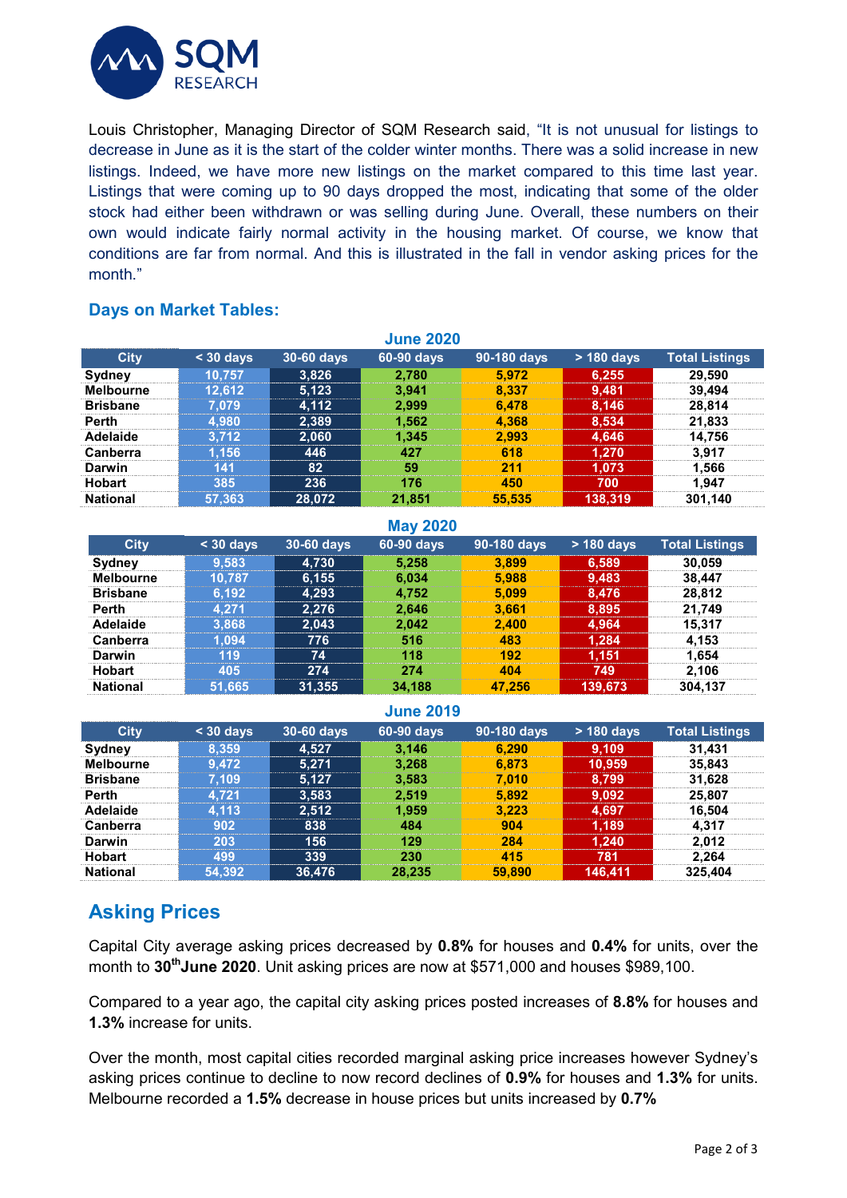Louis Christopher, Managing Director of SQM Research said, "It is not unusual for listings to decrease in June as it is the start of the colder winter months. There was a solid increase in new listings. Indeed, we have more new listings on the market compared to this time last year. Listings that were coming up to 90 days dropped the most, indicating that some of the older stock had either been withdrawn or was selling during June. Overall, these numbers on their own would indicate fairly normal activity in the housing market. Of course, we know that conditions are far from normal. And this is illustrated in the fall in vendor asking prices for the month."

## Days on Market Tables:

**June 2020**

| City | < 30 days | 30-60 days | 60-90 days | 90-180 days | > 180 days | Total Listings |
|---|---|---|---|---|---|---|
| Sydney | 10,757 | 3,826 | 2,780 | 5,972 | 6,255 | 29,590 |
| Melbourne | 12,612 | 5,123 | 3,941 | 8,337 | 9,481 | 39,494 |
| Brisbane | 7,079 | 4,112 | 2,999 | 6,478 | 8,146 | 28,814 |
| Perth | 4,980 | 2,389 | 1,562 | 4,368 | 8,534 | 21,833 |
| Adelaide | 3,712 | 2,060 | 1,345 | 2,993 | 4,646 | 14,756 |
| Canberra | 1,156 | 446 | 427 | 618 | 1,270 | 3,917 |
| Darwin | 141 | 82 | 59 | 211 | 1,073 | 1,566 |
| Hobart | 385 | 236 | 176 | 450 | 700 | 1,947 |
| National | 57,363 | 28,072 | 21,851 | 55,535 | 138,319 | 301,140 |

**May 2020**

| City | < 30 days | 30-60 days | 60-90 days | 90-180 days | > 180 days | Total Listings |
|---|---|---|---|---|---|---|
| Sydney | 9,583 | 4,730 | 5,258 | 3,899 | 6,589 | 30,059 |
| Melbourne | 10,787 | 6,155 | 6,034 | 5,988 | 9,483 | 38,447 |
| Brisbane | 6,192 | 4,293 | 4,752 | 5,099 | 8,476 | 28,812 |
| Perth | 4,271 | 2,276 | 2,646 | 3,661 | 8,895 | 21,749 |
| Adelaide | 3,868 | 2,043 | 2,042 | 2,400 | 4,964 | 15,317 |
| Canberra | 1,094 | 776 | 516 | 483 | 1,284 | 4,153 |
| Darwin | 119 | 74 | 118 | 192 | 1,151 | 1,654 |
| Hobart | 405 | 274 | 274 | 404 | 749 | 2,106 |
| National | 51,665 | 31,355 | 34,188 | 47,256 | 139,673 | 304,137 |

**June 2019**

| City | < 30 days | 30-60 days | 60-90 days | 90-180 days | > 180 days | Total Listings |
|---|---|---|---|---|---|---|
| Sydney | 8,359 | 4,527 | 3,146 | 6,290 | 9,109 | 31,431 |
| Melbourne | 9,472 | 5,271 | 3,268 | 6,873 | 10,959 | 35,843 |
| Brisbane | 7,109 | 5,127 | 3,583 | 7,010 | 8,799 | 31,628 |
| Perth | 4,721 | 3,583 | 2,519 | 5,892 | 9,092 | 25,807 |
| Adelaide | 4,113 | 2,512 | 1,959 | 3,223 | 4,697 | 16,504 |
| Canberra | 902 | 838 | 484 | 904 | 1,189 | 4,317 |
| Darwin | 203 | 156 | 129 | 284 | 1,240 | 2,012 |
| Hobart | 499 | 339 | 230 | 415 | 781 | 2,264 |
| National | 54,392 | 36,476 | 28,235 | 59,890 | 146,411 | 325,404 |

## Asking Prices

Capital City average asking prices decreased by **0.8%** for houses and **0.4%** for units, over the month to **30th June 2020**. Unit asking prices are now at $571,000 and houses $989,100.

Compared to a year ago, the capital city asking prices posted increases of **8.8%** for houses and **1.3%** increase for units.

Over the month, most capital cities recorded marginal asking price increases however Sydney's asking prices continue to decline to now record declines of **0.9%** for houses and **1.3%** for units. Melbourne recorded a **1.5%** decrease in house prices but units increased by **0.7%**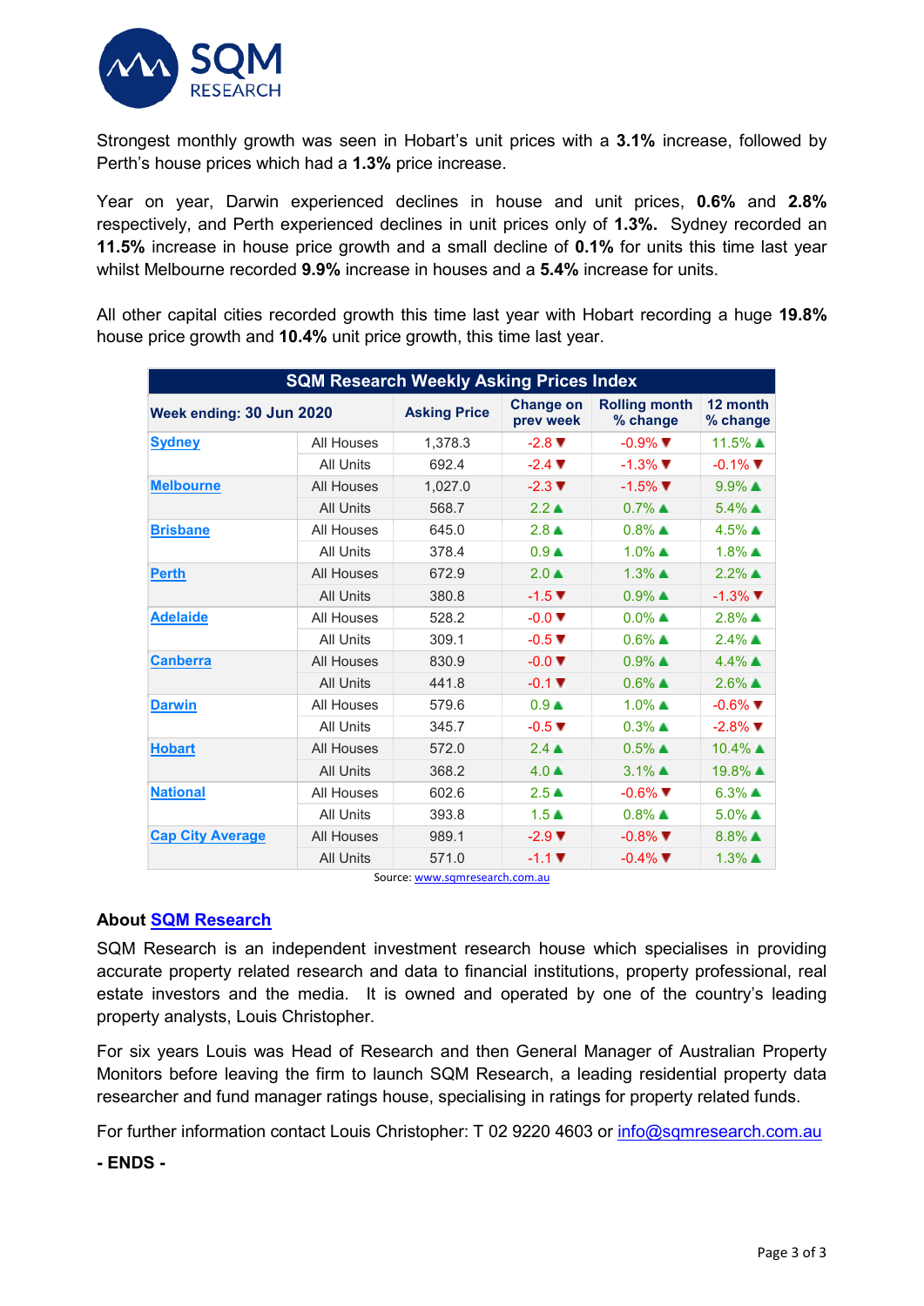Strongest monthly growth was seen in Hobart's unit prices with a **3.1%** increase, followed by Perth's house prices which had a **1.3%** price increase.

Year on year, Darwin experienced declines in house and unit prices, **0.6%** and **2.8%** respectively, and Perth experienced declines in unit prices only of **1.3%.** Sydney recorded an **11.5%** increase in house price growth and a small decline of **0.1%** for units this time last year whilst Melbourne recorded **9.9%** increase in houses and a **5.4%** increase for units.

All other capital cities recorded growth this time last year with Hobart recording a huge **19.8%** house price growth and **10.4%** unit price growth, this time last year.

| SQM Research Weekly Asking Prices Index | | | | | |
|---|---|---|---|---|---|
| **Week ending: 30 Jun 2020** | | **Asking Price** | **Change on prev week** | **Rolling month % change** | **12 month % change** |
| Sydney | All Houses | 1,378.3 | -2.8 ▼ | -0.9% ▼ | 11.5% ▲ |
| | All Units | 692.4 | -2.4 ▼ | -1.3% ▼ | -0.1% ▼ |
| Melbourne | All Houses | 1,027.0 | -2.3 ▼ | -1.5% ▼ | 9.9% ▲ |
| | All Units | 568.7 | 2.2 ▲ | 0.7% ▲ | 5.4% ▲ |
| Brisbane | All Houses | 645.0 | 2.8 ▲ | 0.8% ▲ | 4.5% ▲ |
| | All Units | 378.4 | 0.9 ▲ | 1.0% ▲ | 1.8% ▲ |
| Perth | All Houses | 672.9 | 2.0 ▲ | 1.3% ▲ | 2.2% ▲ |
| | All Units | 380.8 | -1.5 ▼ | 0.9% ▲ | -1.3% ▼ |
| Adelaide | All Houses | 528.2 | -0.0 ▼ | 0.0% ▲ | 2.8% ▲ |
| | All Units | 309.1 | -0.5 ▼ | 0.6% ▲ | 2.4% ▲ |
| Canberra | All Houses | 830.9 | -0.0 ▼ | 0.9% ▲ | 4.4% ▲ |
| | All Units | 441.8 | -0.1 ▼ | 0.6% ▲ | 2.6% ▲ |
| Darwin | All Houses | 579.6 | 0.9 ▲ | 1.0% ▲ | -0.6% ▼ |
| | All Units | 345.7 | -0.5 ▼ | 0.3% ▲ | -2.8% ▼ |
| Hobart | All Houses | 572.0 | 2.4 ▲ | 0.5% ▲ | 10.4% ▲ |
| | All Units | 368.2 | 4.0 ▲ | 3.1% ▲ | 19.8% ▲ |
| National | All Houses | 602.6 | 2.5 ▲ | -0.6% ▼ | 6.3% ▲ |
| | All Units | 393.8 | 1.5 ▲ | 0.8% ▲ | 5.0% ▲ |
| Cap City Average | All Houses | 989.1 | -2.9 ▼ | -0.8% ▼ | 8.8% ▲ |
| | All Units | 571.0 | -1.1 ▼ | -0.4% ▼ | 1.3% ▲ |

Source: www.sqmresearch.com.au

**About SQM Research**

SQM Research is an independent investment research house which specialises in providing accurate property related research and data to financial institutions, property professional, real estate investors and the media. It is owned and operated by one of the country's leading property analysts, Louis Christopher.

For six years Louis was Head of Research and then General Manager of Australian Property Monitors before leaving the firm to launch SQM Research, a leading residential property data researcher and fund manager ratings house, specialising in ratings for property related funds.

For further information contact Louis Christopher: T 02 9220 4603 or info@sqmresearch.com.au

**- ENDS -**